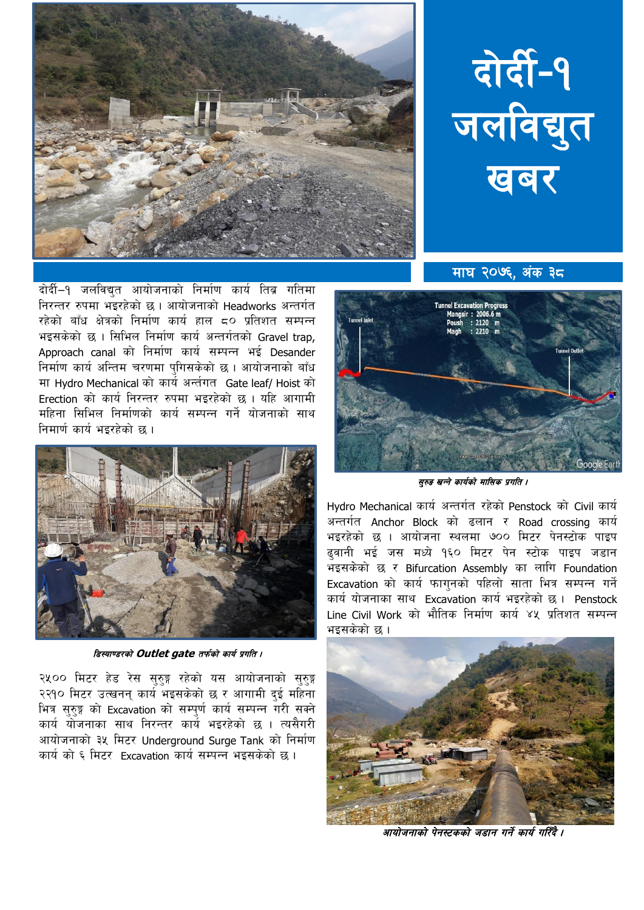# दोर्दी–१ जलविद्युत खबर

माघ २०७६, अंक ३८

दोर्दी–१ जलविद्युत आयोजनाको निर्माण कार्य तिब्र गतिमा निरन्तर रुपमा भइरहेको छ । आयोजनाको Headworks अन्तर्गत रहेको बाँध क्षेत्रको निर्माण कार्य हाल ८० प्रतिशत सम्पन्न भइसकेको छ । सिभिल निर्माण कार्य अन्तर्गतको Gravel trap, Approach canal को निर्माण कार्य सम्पन्न भई Desander निर्माण कार्य अन्तिम चरणमा पुगिसकेको छ । आयोजनाको बाँध मा Hydro Mechanical को कार्य अन्तर्गत Gate leaf/ Hoist को Erection को कार्य निरन्तर रुपमा भइरहेको छ । यहि आगामी महिना सिभिल निर्माणको कार्य सम्पन्न गर्ने योजनाको साथ निमार्ण कार्य भइरहेको छ ।

*डिस्याण्डरको **Outlet gate** तर्फको कार्य प्रगति ।*

२५०० मिटर हेड रेस सुरुङ्ग रहेको यस आयोजनाको सुरुङ्ग २२१० मिटर उत्खनन् कार्य भइसकेको छ र आगामी दुई महिना भित्र सुरुङ्ग को Excavation को सम्पूर्ण कार्य सम्पन्न गरी सक्ने कार्य योजनाका साथ निरन्तर कार्य भइरहेको छ । त्यसैगरी आयोजनाको ३५ मिटर Underground Surge Tank को निर्माण कार्य को ६ मिटर Excavation कार्य सम्पन्न भइसकेको छ ।

Tunnel Excavation Progress
Mangsir : 2006.6 m
Poush : 2120 m
Magh : 2210 m

Tunnel Inlet
Tunnel Outlet

*सुरुङ खन्ने कार्यको मासिक प्रगति ।*

Hydro Mechanical कार्य अन्तर्गत रहेको Penstock को Civil कार्य अन्तर्गत Anchor Block को ढलान र Road crossing कार्य भइरहेको छ । आयोजना स्थलमा ७०० मिटर पेनस्टोक पाइप ढुवानी भई जस मध्ये १६० मिटर पेन स्टोक पाइप जडान भइसकेको छ र Bifurcation Assembly का लागि Foundation Excavation को कार्य फागुनको पहिलो साता भित्र सम्पन्न गर्ने कार्य योजनाका साथ Excavation कार्य भइरहेको छ । Penstock Line Civil Work को भौतिक निर्माण कार्य ४५ प्रतिशत सम्पन्न भइसकेको छ ।

*आयोजनाको पेनस्टकको जडान गर्ने कार्य गरिँदै ।*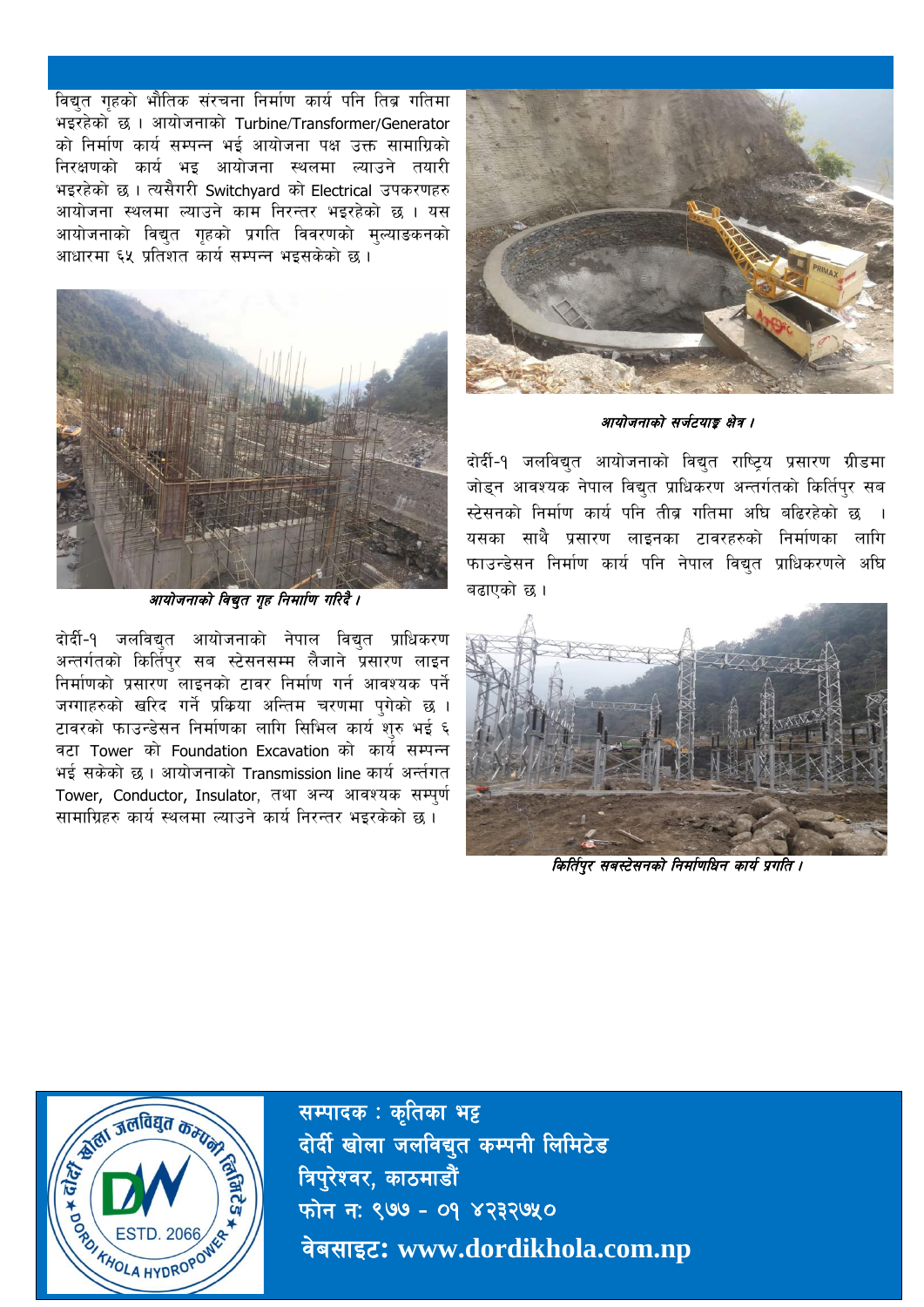विद्युत गृहको भौतिक संरचना निर्माण कार्य पनि तिब्र गतिमा भइरहेको छ । आयोजनाको Turbine/Transformer/Generator को निर्माण कार्य सम्पन्न भई आयोजना पक्ष उक्त सामाग्रिको निरक्षणको कार्य भइ आयोजना स्थलमा ल्याउने तयारी भइरहेको छ । त्यसैगरी Switchyard को Electrical उपकरणहरु आयोजना स्थलमा ल्याउने काम निरन्तर भइरहेको छ । यस आयोजनाको विद्युत गृहको प्रगति विवरणको मुल्याङकनको आधारमा ६५ प्रतिशत कार्य सम्पन्न भइसकेको छ ।

*आयोजनाको विद्युत गृह निर्माण गरिदै ।*

दोर्दी-१ जलविद्युत आयोजनाको नेपाल विद्युत प्राधिकरण अन्तर्गतको किर्तिपुर सब स्टेसनसम्म लैजाने प्रसारण लाइन निर्माणको प्रसारण लाइनको टावर निर्माण गर्न आवश्यक पर्ने जग्गाहरुको खरिद गर्ने प्रकिया अन्तिम चरणमा पुगेको छ । टावरको फाउन्डेसन निर्माणका लागि सिभिल कार्य शुरु भई ६ वटा Tower को Foundation Excavation को कार्य सम्पन्न भई सकेको छ । आयोजनाको Transmission line कार्य अर्न्तगत Tower, Conductor, Insulator, तथा अन्य आवश्यक सम्पुर्ण सामाग्रिहरु कार्य स्थलमा ल्याउने कार्य निरन्तर भइरकेको छ ।

*आयोजनाको सर्जटयाङ्ग क्षेत्र ।*

दोर्दी-१ जलविद्युत आयोजनाको विद्युत राष्ट्रिय प्रसारण ग्रीडमा जोड्न आवश्यक नेपाल विद्युत प्राधिकरण अन्तर्गतको किर्तिपुर सब स्टेसनको निर्माण कार्य पनि तीव्र गतिमा अघि बढिरहेको छ । यसका साथै प्रसारण लाइनका टावरहरुको निर्माणका लागि फाउन्डेसन निर्माण कार्य पनि नेपाल विद्युत प्राधिकरणले अघि बढाएको छ ।

*किर्तिपुर सबस्टेसनको निर्माणधिन कार्य प्रगति ।*

**सम्पादक : कृतिका भट्ट**
**दोर्दी खोला जलविद्युत कम्पनी लिमिटेड**
**त्रिपुरेश्वर, काठमाडौं**
**फोन नः ९७७ - ०१ ४२३२७५०**
**वेबसाइटः www.dordikhola.com.np**